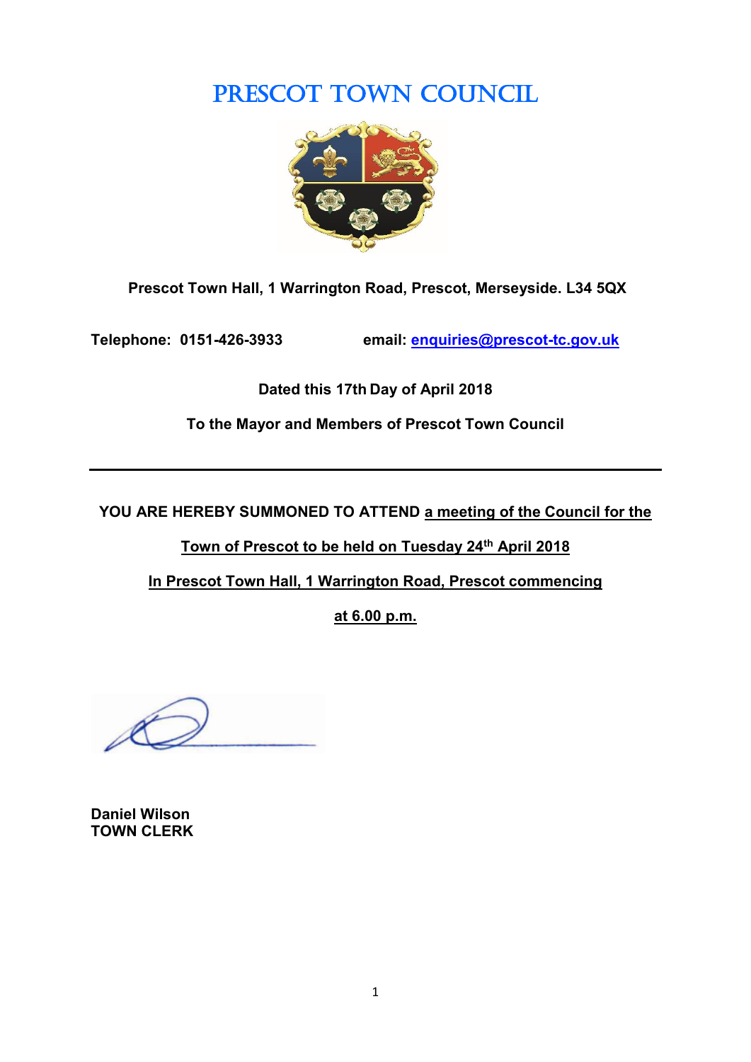# PRESCOT TOWN COUNCIL

**Prescot Town Hall, 1 Warrington Road, Prescot, Merseyside. L34 5QX**

**Telephone: 0151-426-3933** **email: enquiries@prescot-tc.gov.uk**

**Dated this 17th Day of April 2018**

**To the Mayor and Members of Prescot Town Council**

---

**YOU ARE HEREBY SUMMONED TO ATTEND a meeting of the Council for the Town of Prescot to be held on Tuesday 24th April 2018 In Prescot Town Hall, 1 Warrington Road, Prescot commencing at 6.00 p.m.**

**Daniel Wilson**
**TOWN CLERK**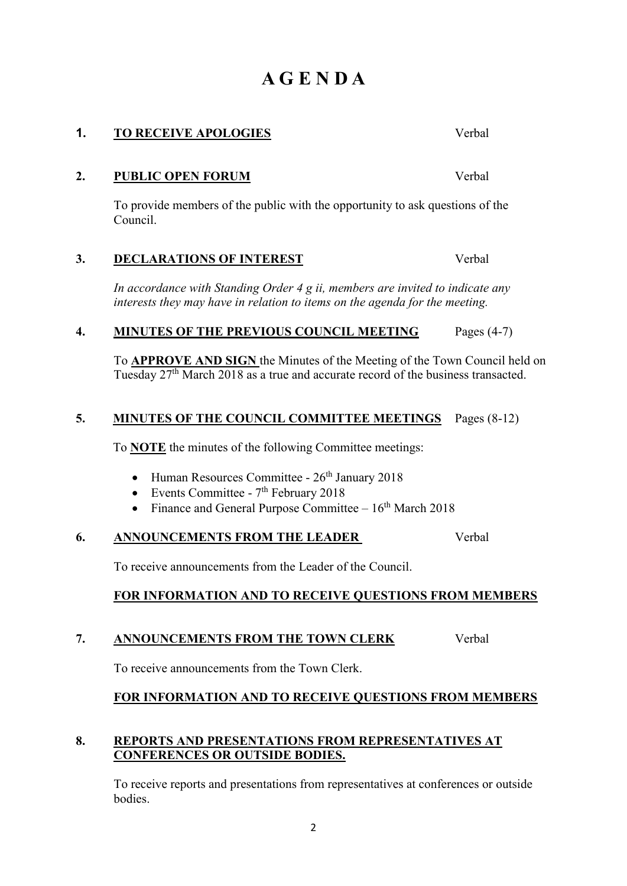# A G E N D A

**1. <u>TO RECEIVE APOLOGIES</u>** Verbal

**2. <u>PUBLIC OPEN FORUM</u>** Verbal

To provide members of the public with the opportunity to ask questions of the Council.

**3. <u>DECLARATIONS OF INTEREST</u>** Verbal

*In accordance with Standing Order 4 g ii, members are invited to indicate any interests they may have in relation to items on the agenda for the meeting.*

**4. <u>MINUTES OF THE PREVIOUS COUNCIL MEETING</u>** Pages (4-7)

To **<u>APPROVE AND SIGN</u>** the Minutes of the Meeting of the Town Council held on Tuesday 27th March 2018 as a true and accurate record of the business transacted.

**5. <u>MINUTES OF THE COUNCIL COMMITTEE MEETINGS</u>** Pages (8-12)

To **<u>NOTE</u>** the minutes of the following Committee meetings:

- Human Resources Committee - 26th January 2018
- Events Committee - 7th February 2018
- Finance and General Purpose Committee – 16th March 2018

**6. <u>ANNOUNCEMENTS FROM THE LEADER</u>** Verbal

To receive announcements from the Leader of the Council.

**<u>FOR INFORMATION AND TO RECEIVE QUESTIONS FROM MEMBERS</u>**

**7. <u>ANNOUNCEMENTS FROM THE TOWN CLERK</u>** Verbal

To receive announcements from the Town Clerk.

**<u>FOR INFORMATION AND TO RECEIVE QUESTIONS FROM MEMBERS</u>**

**8. <u>REPORTS AND PRESENTATIONS FROM REPRESENTATIVES AT CONFERENCES OR OUTSIDE BODIES.</u>**

To receive reports and presentations from representatives at conferences or outside bodies.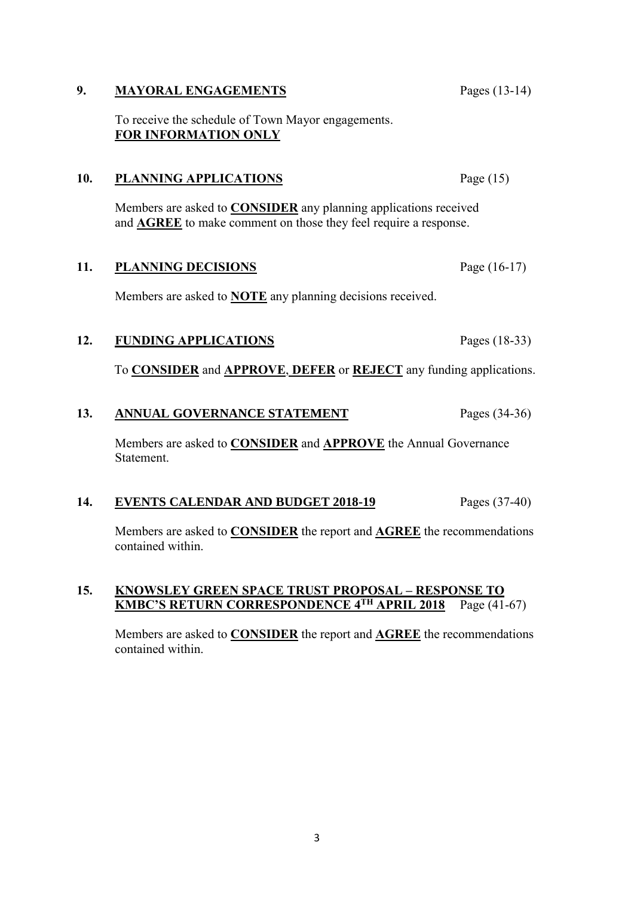**9. <u>MAYORAL ENGAGEMENTS</u>** Pages (13-14)

To receive the schedule of Town Mayor engagements.
**<u>FOR INFORMATION ONLY</u>**

**10. <u>PLANNING APPLICATIONS</u>** Page (15)

Members are asked to **<u>CONSIDER</u>** any planning applications received and **<u>AGREE</u>** to make comment on those they feel require a response.

**11. <u>PLANNING DECISIONS</u>** Page (16-17)

Members are asked to **<u>NOTE</u>** any planning decisions received.

**12. <u>FUNDING APPLICATIONS</u>** Pages (18-33)

To **<u>CONSIDER</u>** and **<u>APPROVE</u>**, **<u>DEFER</u>** or **<u>REJECT</u>** any funding applications.

**13. <u>ANNUAL GOVERNANCE STATEMENT</u>** Pages (34-36)

Members are asked to **<u>CONSIDER</u>** and **<u>APPROVE</u>** the Annual Governance Statement.

**14. <u>EVENTS CALENDAR AND BUDGET 2018-19</u>** Pages (37-40)

Members are asked to **<u>CONSIDER</u>** the report and **<u>AGREE</u>** the recommendations contained within.

**15. <u>KNOWSLEY GREEN SPACE TRUST PROPOSAL – RESPONSE TO KMBC'S RETURN CORRESPONDENCE 4TH APRIL 2018</u>** Page (41-67)

Members are asked to **<u>CONSIDER</u>** the report and **<u>AGREE</u>** the recommendations contained within.